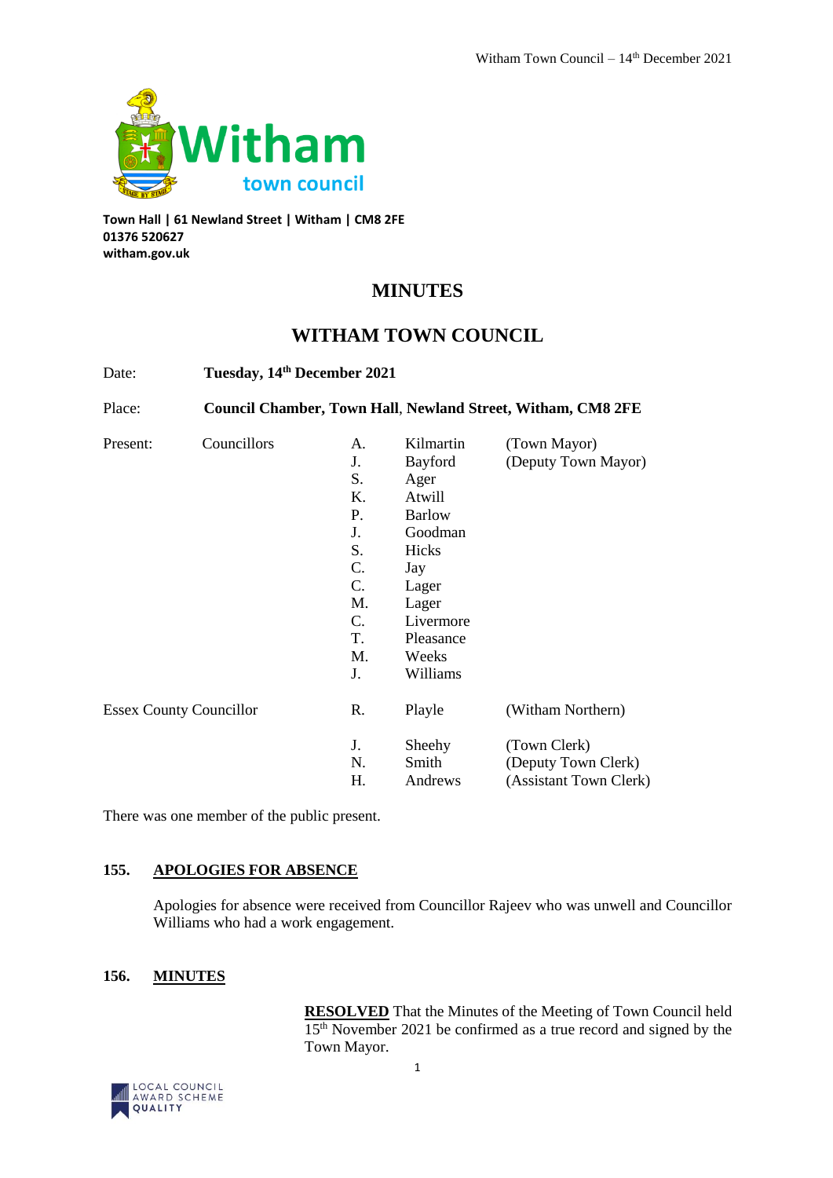Town Hall | 61 Newland Street | Witham | CM8 2FE
01376 520627
witham.gov.uk

# MINUTES

# WITHAM TOWN COUNCIL

Date: **Tuesday, 14th December 2021**

Place: **Council Chamber, Town Hall, Newland Street, Witham, CM8 2FE**

| Present: | Councillors | A. | Kilmartin | (Town Mayor) |
|---|---|---|---|---|
| | | J. | Bayford | (Deputy Town Mayor) |
| | | S. | Ager | |
| | | K. | Atwill | |
| | | P. | Barlow | |
| | | J. | Goodman | |
| | | S. | Hicks | |
| | | C. | Jay | |
| | | C. | Lager | |
| | | M. | Lager | |
| | | C. | Livermore | |
| | | T. | Pleasance | |
| | | M. | Weeks | |
| | | J. | Williams | |
| Essex County Councillor | | R. | Playle | (Witham Northern) |
| | | J. | Sheehy | (Town Clerk) |
| | | N. | Smith | (Deputy Town Clerk) |
| | | H. | Andrews | (Assistant Town Clerk) |

There was one member of the public present.

### 155. APOLOGIES FOR ABSENCE

Apologies for absence were received from Councillor Rajeev who was unwell and Councillor Williams who had a work engagement.

### 156. MINUTES

**RESOLVED** That the Minutes of the Meeting of Town Council held 15th November 2021 be confirmed as a true record and signed by the Town Mayor.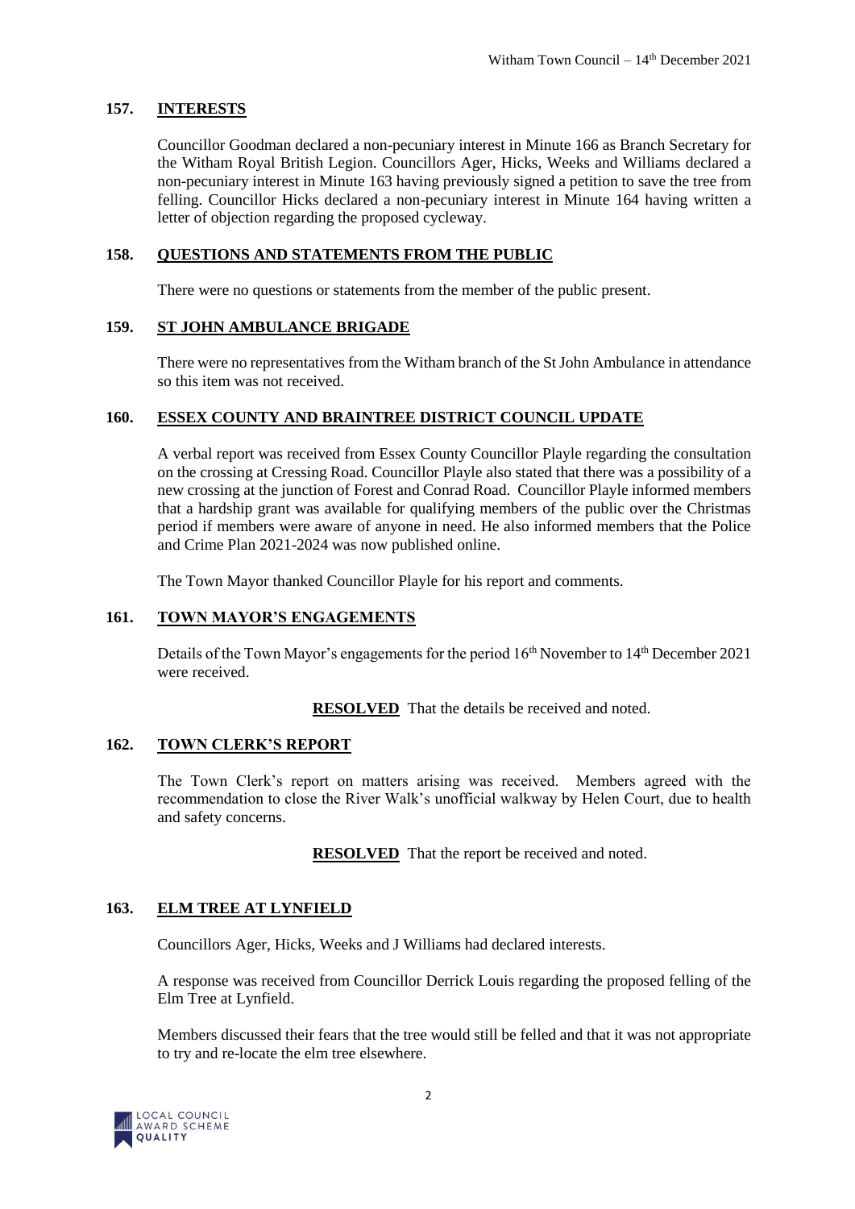## 157. INTERESTS

Councillor Goodman declared a non-pecuniary interest in Minute 166 as Branch Secretary for the Witham Royal British Legion. Councillors Ager, Hicks, Weeks and Williams declared a non-pecuniary interest in Minute 163 having previously signed a petition to save the tree from felling. Councillor Hicks declared a non-pecuniary interest in Minute 164 having written a letter of objection regarding the proposed cycleway.

## 158. QUESTIONS AND STATEMENTS FROM THE PUBLIC

There were no questions or statements from the member of the public present.

## 159. ST JOHN AMBULANCE BRIGADE

There were no representatives from the Witham branch of the St John Ambulance in attendance so this item was not received.

## 160. ESSEX COUNTY AND BRAINTREE DISTRICT COUNCIL UPDATE

A verbal report was received from Essex County Councillor Playle regarding the consultation on the crossing at Cressing Road. Councillor Playle also stated that there was a possibility of a new crossing at the junction of Forest and Conrad Road. Councillor Playle informed members that a hardship grant was available for qualifying members of the public over the Christmas period if members were aware of anyone in need. He also informed members that the Police and Crime Plan 2021-2024 was now published online.

The Town Mayor thanked Councillor Playle for his report and comments.

## 161. TOWN MAYOR'S ENGAGEMENTS

Details of the Town Mayor's engagements for the period 16th November to 14th December 2021 were received.

**RESOLVED** That the details be received and noted.

## 162. TOWN CLERK'S REPORT

The Town Clerk's report on matters arising was received. Members agreed with the recommendation to close the River Walk's unofficial walkway by Helen Court, due to health and safety concerns.

**RESOLVED** That the report be received and noted.

## 163. ELM TREE AT LYNFIELD

Councillors Ager, Hicks, Weeks and J Williams had declared interests.

A response was received from Councillor Derrick Louis regarding the proposed felling of the Elm Tree at Lynfield.

Members discussed their fears that the tree would still be felled and that it was not appropriate to try and re-locate the elm tree elsewhere.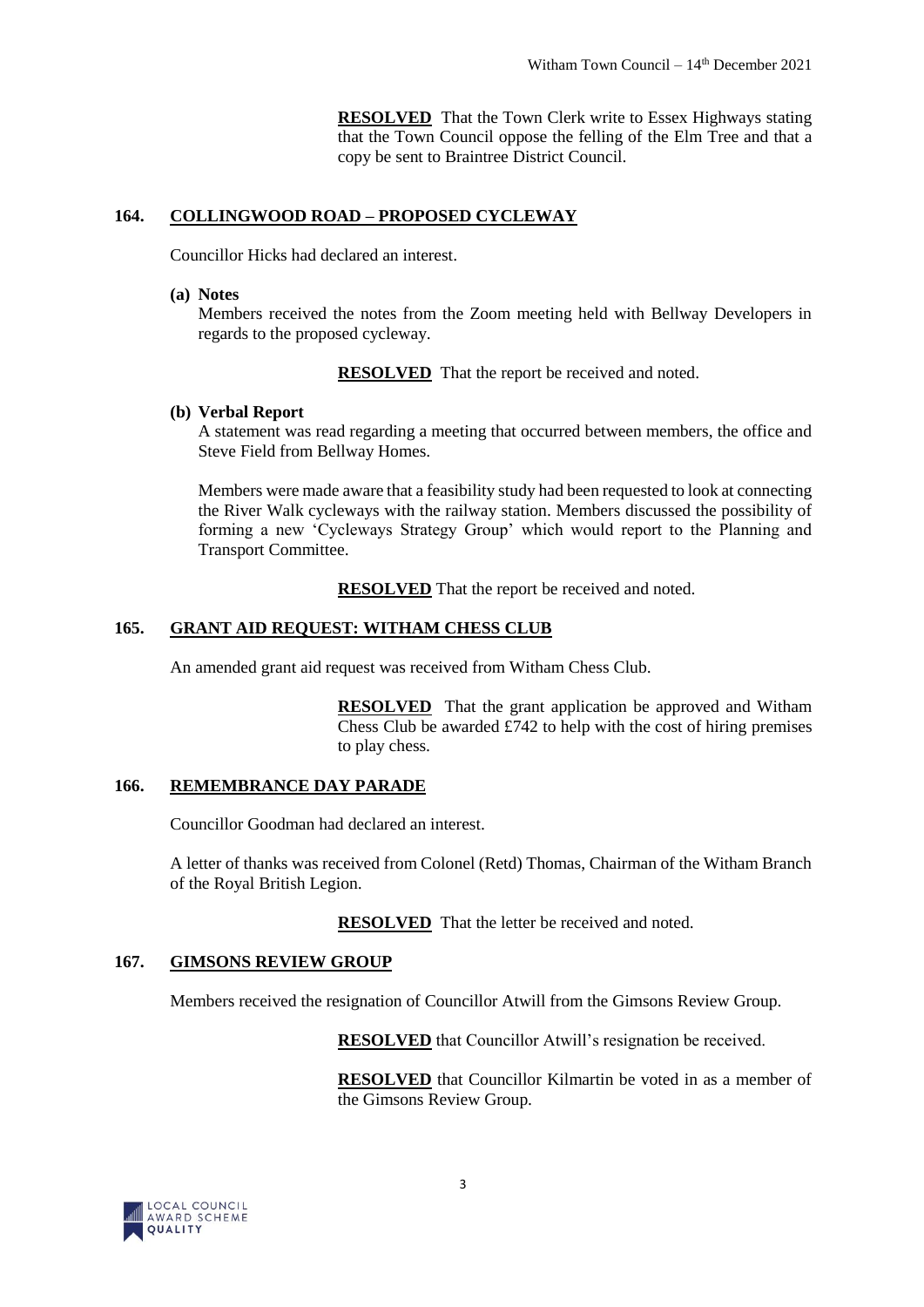**RESOLVED** That the Town Clerk write to Essex Highways stating that the Town Council oppose the felling of the Elm Tree and that a copy be sent to Braintree District Council.

## 164. COLLINGWOOD ROAD – PROPOSED CYCLEWAY

Councillor Hicks had declared an interest.

**(a) Notes**

Members received the notes from the Zoom meeting held with Bellway Developers in regards to the proposed cycleway.

**RESOLVED** That the report be received and noted.

**(b) Verbal Report**

A statement was read regarding a meeting that occurred between members, the office and Steve Field from Bellway Homes.

Members were made aware that a feasibility study had been requested to look at connecting the River Walk cycleways with the railway station. Members discussed the possibility of forming a new 'Cycleways Strategy Group' which would report to the Planning and Transport Committee.

**RESOLVED** That the report be received and noted.

## 165. GRANT AID REQUEST: WITHAM CHESS CLUB

An amended grant aid request was received from Witham Chess Club.

**RESOLVED** That the grant application be approved and Witham Chess Club be awarded £742 to help with the cost of hiring premises to play chess.

## 166. REMEMBRANCE DAY PARADE

Councillor Goodman had declared an interest.

A letter of thanks was received from Colonel (Retd) Thomas, Chairman of the Witham Branch of the Royal British Legion.

**RESOLVED** That the letter be received and noted.

## 167. GIMSONS REVIEW GROUP

Members received the resignation of Councillor Atwill from the Gimsons Review Group.

**RESOLVED** that Councillor Atwill's resignation be received.

**RESOLVED** that Councillor Kilmartin be voted in as a member of the Gimsons Review Group.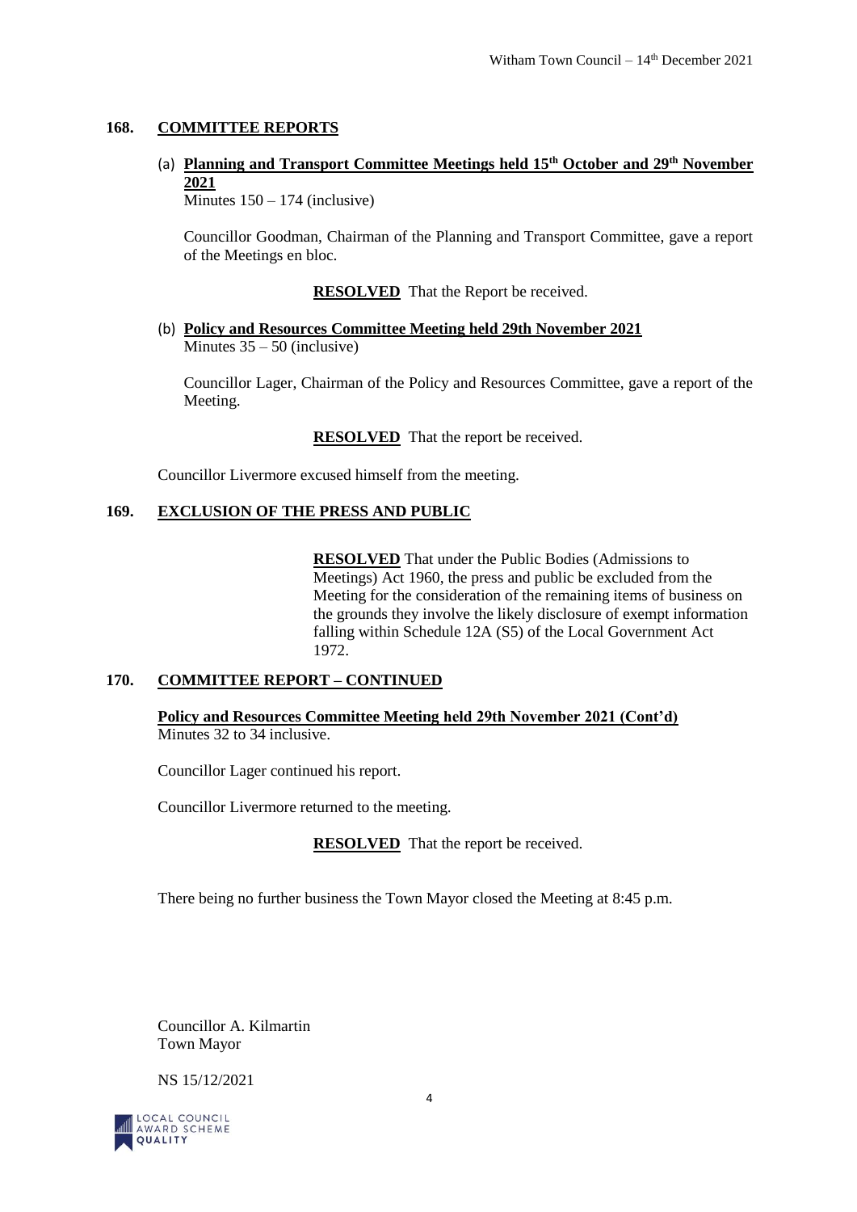## 168. COMMITTEE REPORTS

**(a) Planning and Transport Committee Meetings held 15th October and 29th November 2021**
Minutes 150 – 174 (inclusive)

Councillor Goodman, Chairman of the Planning and Transport Committee, gave a report of the Meetings en bloc.

**RESOLVED** That the Report be received.

**(b) Policy and Resources Committee Meeting held 29th November 2021**
Minutes 35 – 50 (inclusive)

Councillor Lager, Chairman of the Policy and Resources Committee, gave a report of the Meeting.

**RESOLVED** That the report be received.

Councillor Livermore excused himself from the meeting.

## 169. EXCLUSION OF THE PRESS AND PUBLIC

**RESOLVED** That under the Public Bodies (Admissions to Meetings) Act 1960, the press and public be excluded from the Meeting for the consideration of the remaining items of business on the grounds they involve the likely disclosure of exempt information falling within Schedule 12A (S5) of the Local Government Act 1972.

## 170. COMMITTEE REPORT – CONTINUED

**Policy and Resources Committee Meeting held 29th November 2021 (Cont'd)**
Minutes 32 to 34 inclusive.

Councillor Lager continued his report.

Councillor Livermore returned to the meeting.

**RESOLVED** That the report be received.

There being no further business the Town Mayor closed the Meeting at 8:45 p.m.

Councillor A. Kilmartin
Town Mayor

NS 15/12/2021

LOCAL COUNCIL AWARD SCHEME QUALITY